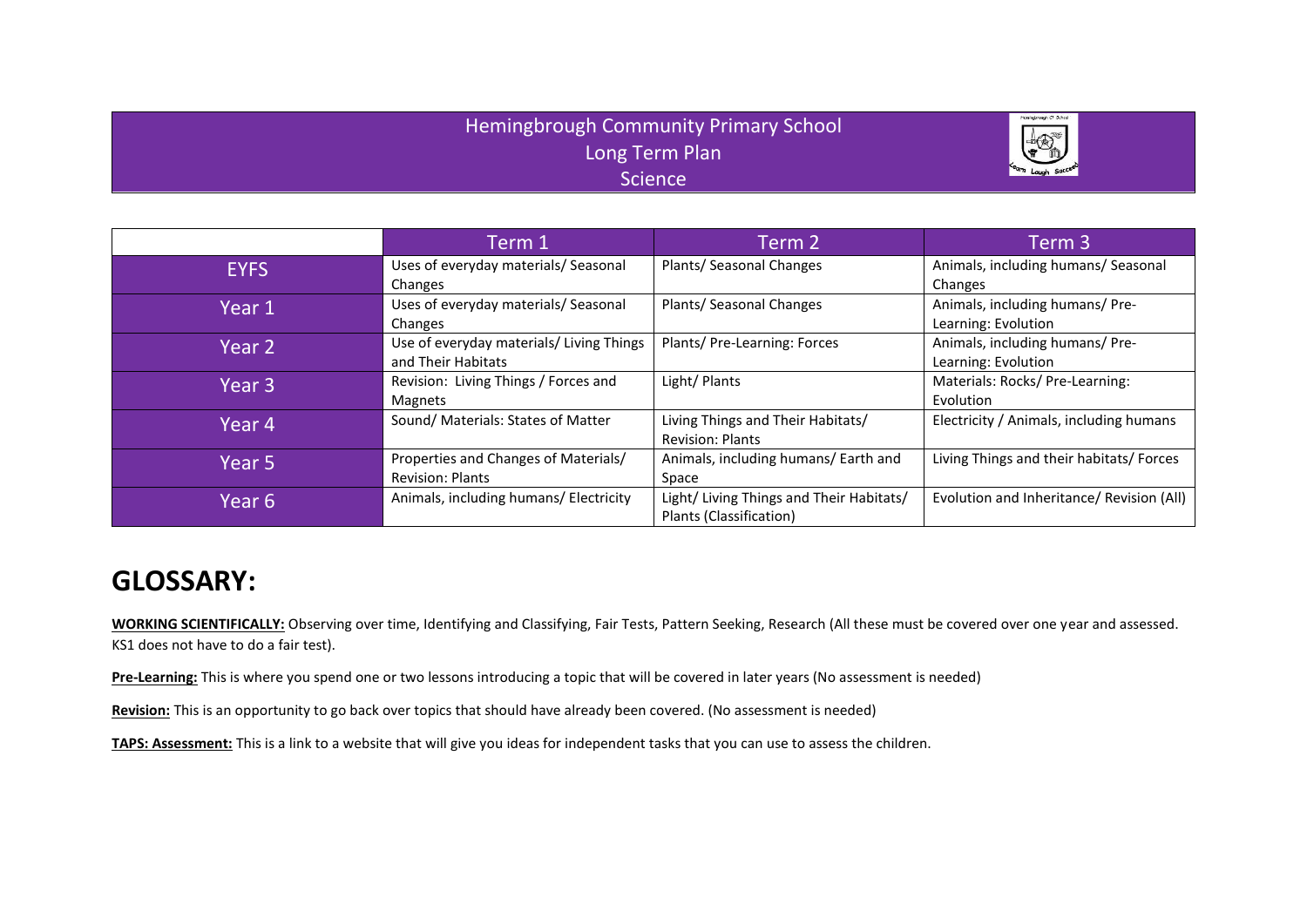# Hemingbrough Community Primary School
## Long Term Plan
## Science

| | Term 1 | Term 2 | Term 3 |
|---|---|---|---|
| EYFS | Uses of everyday materials/ Seasonal Changes | Plants/ Seasonal Changes | Animals, including humans/ Seasonal Changes |
| Year 1 | Uses of everyday materials/ Seasonal Changes | Plants/ Seasonal Changes | Animals, including humans/ Pre-Learning: Evolution |
| Year 2 | Use of everyday materials/ Living Things and Their Habitats | Plants/ Pre-Learning: Forces | Animals, including humans/ Pre-Learning: Evolution |
| Year 3 | Revision: Living Things / Forces and Magnets | Light/ Plants | Materials: Rocks/ Pre-Learning: Evolution |
| Year 4 | Sound/ Materials: States of Matter | Living Things and Their Habitats/ Revision: Plants | Electricity / Animals, including humans |
| Year 5 | Properties and Changes of Materials/ Revision: Plants | Animals, including humans/ Earth and Space | Living Things and their habitats/ Forces |
| Year 6 | Animals, including humans/ Electricity | Light/ Living Things and Their Habitats/ Plants (Classification) | Evolution and Inheritance/ Revision (All) |

# GLOSSARY:

**WORKING SCIENTIFICALLY:** Observing over time, Identifying and Classifying, Fair Tests, Pattern Seeking, Research (All these must be covered over one year and assessed. KS1 does not have to do a fair test).

**Pre-Learning:** This is where you spend one or two lessons introducing a topic that will be covered in later years (No assessment is needed)

**Revision:** This is an opportunity to go back over topics that should have already been covered. (No assessment is needed)

**TAPS: Assessment:** This is a link to a website that will give you ideas for independent tasks that you can use to assess the children.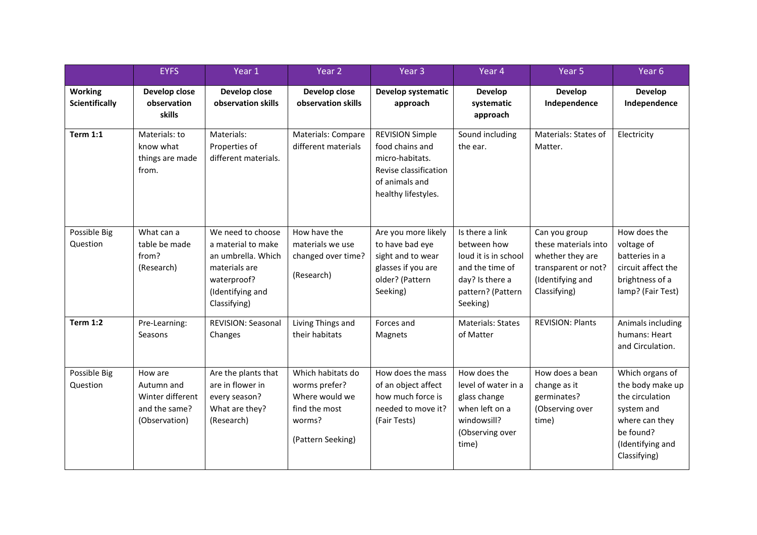| | EYFS | Year 1 | Year 2 | Year 3 | Year 4 | Year 5 | Year 6 |
|---|---|---|---|---|---|---|---|
| **Working Scientifically** | **Develop close observation skills** | **Develop close observation skills** | **Develop close observation skills** | **Develop systematic approach** | **Develop systematic approach** | **Develop Independence** | **Develop Independence** |
| **Term 1:1** | Materials: to know what things are made from. | Materials: Properties of different materials. | Materials: Compare different materials | REVISION Simple food chains and micro-habitats. Revise classification of animals and healthy lifestyles. | Sound including the ear. | Materials: States of Matter. | Electricity |
| Possible Big Question | What can a table be made from? (Research) | We need to choose a material to make an umbrella. Which materials are waterproof? (Identifying and Classifying) | How have the materials we use changed over time? (Research) | Are you more likely to have bad eye sight and to wear glasses if you are older? (Pattern Seeking) | Is there a link between how loud it is in school and the time of day? Is there a pattern? (Pattern Seeking) | Can you group these materials into whether they are transparent or not? (Identifying and Classifying) | How does the voltage of batteries in a circuit affect the brightness of a lamp? (Fair Test) |
| **Term 1:2** | Pre-Learning: Seasons | REVISION: Seasonal Changes | Living Things and their habitats | Forces and Magnets | Materials: States of Matter | REVISION: Plants | Animals including humans: Heart and Circulation. |
| Possible Big Question | How are Autumn and Winter different and the same? (Observation) | Are the plants that are in flower in every season? What are they? (Research) | Which habitats do worms prefer? Where would we find the most worms? (Pattern Seeking) | How does the mass of an object affect how much force is needed to move it? (Fair Tests) | How does the level of water in a glass change when left on a windowsill? (Observing over time) | How does a bean change as it germinates? (Observing over time) | Which organs of the body make up the circulation system and where can they be found? (Identifying and Classifying) |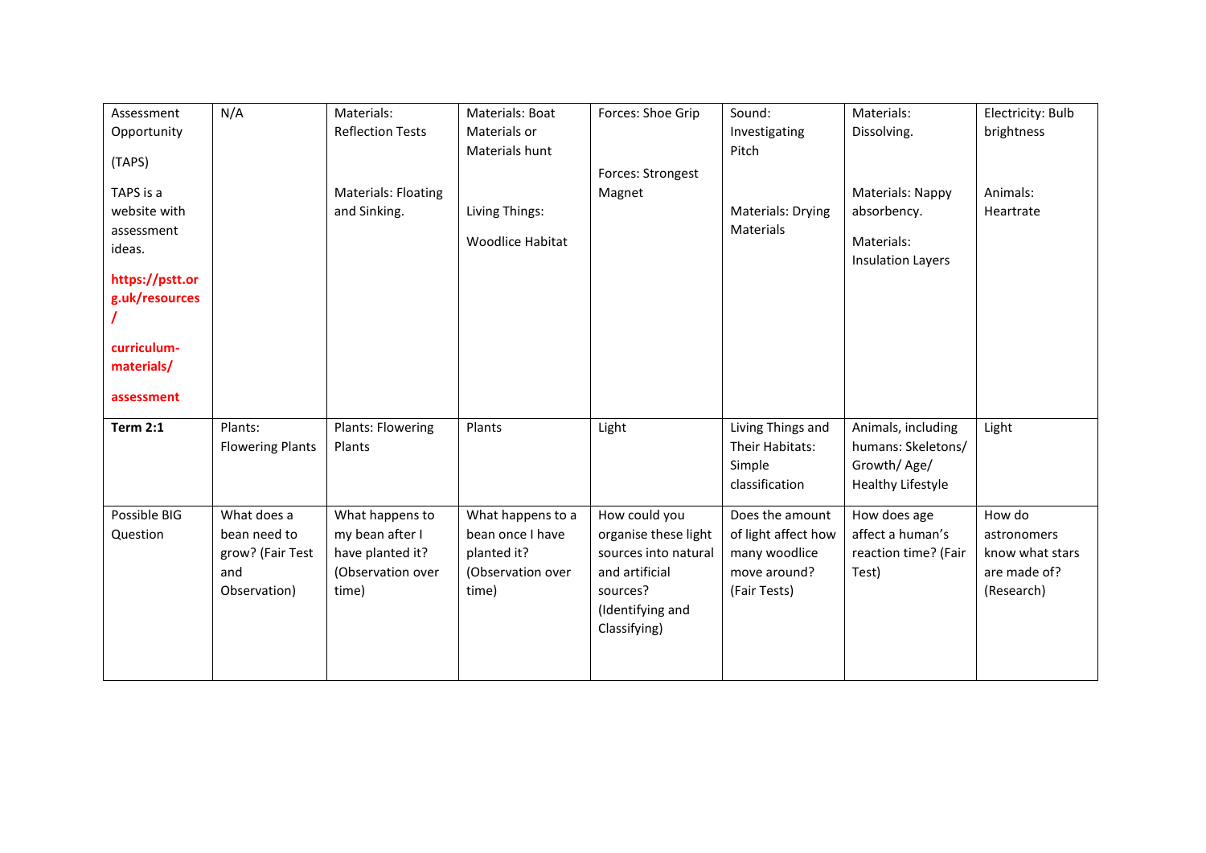| | | | | | | | |
|---|---|---|---|---|---|---|---|
| Assessment Opportunity<br><br>(TAPS)<br><br>TAPS is a website with assessment ideas.<br><br>**https://pstt.org.uk/resources/curriculum-materials/assessment** | N/A | Materials: Reflection Tests<br><br>Materials: Floating and Sinking. | Materials: Boat Materials or Materials hunt<br><br>Living Things:<br><br>Woodlice Habitat | Forces: Shoe Grip<br><br>Forces: Strongest Magnet | Sound: Investigating Pitch<br><br>Materials: Drying Materials | Materials: Dissolving.<br><br>Materials: Nappy absorbency.<br><br>Materials: Insulation Layers | Electricity: Bulb brightness<br><br>Animals: Heartrate |
| **Term 2:1** | Plants: Flowering Plants | Plants: Flowering Plants | Plants | Light | Living Things and Their Habitats: Simple classification | Animals, including humans: Skeletons/ Growth/ Age/ Healthy Lifestyle | Light |
| Possible BIG Question | What does a bean need to grow? (Fair Test and Observation) | What happens to my bean after I have planted it? (Observation over time) | What happens to a bean once I have planted it? (Observation over time) | How could you organise these light sources into natural and artificial sources? (Identifying and Classifying) | Does the amount of light affect how many woodlice move around? (Fair Tests) | How does age affect a human's reaction time? (Fair Test) | How do astronomers know what stars are made of? (Research) |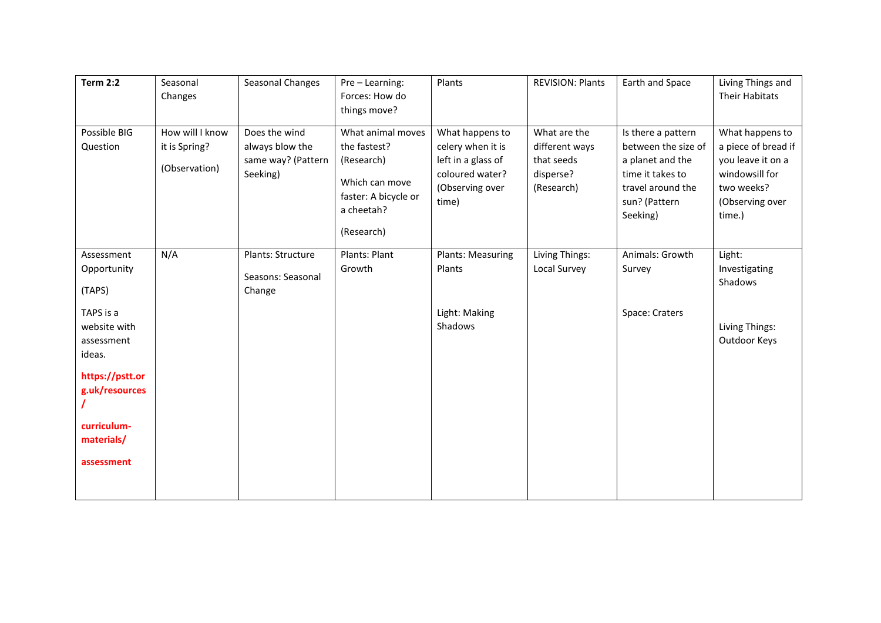| **Term 2:2** | Seasonal Changes | Seasonal Changes | Pre – Learning: Forces: How do things move? | Plants | REVISION: Plants | Earth and Space | Living Things and Their Habitats |
|---|---|---|---|---|---|---|---|
| Possible BIG Question | How will I know it is Spring?<br><br>(Observation) | Does the wind always blow the same way? (Pattern Seeking) | What animal moves the fastest? (Research)<br><br>Which can move faster: A bicycle or a cheetah?<br><br>(Research) | What happens to celery when it is left in a glass of coloured water? (Observing over time) | What are the different ways that seeds disperse? (Research) | Is there a pattern between the size of a planet and the time it takes to travel around the sun? (Pattern Seeking) | What happens to a piece of bread if you leave it on a windowsill for two weeks? (Observing over time.) |
| Assessment Opportunity<br><br>(TAPS)<br><br>TAPS is a website with assessment ideas.<br><br>**https://pstt.org.uk/resources/**<br><br>**curriculum-materials/**<br><br>**assessment** | N/A | Plants: Structure<br><br>Seasons: Seasonal Change | Plants: Plant Growth | Plants: Measuring Plants<br><br>Light: Making Shadows | Living Things: Local Survey | Animals: Growth Survey<br><br>Space: Craters | Light: Investigating Shadows<br><br>Living Things: Outdoor Keys |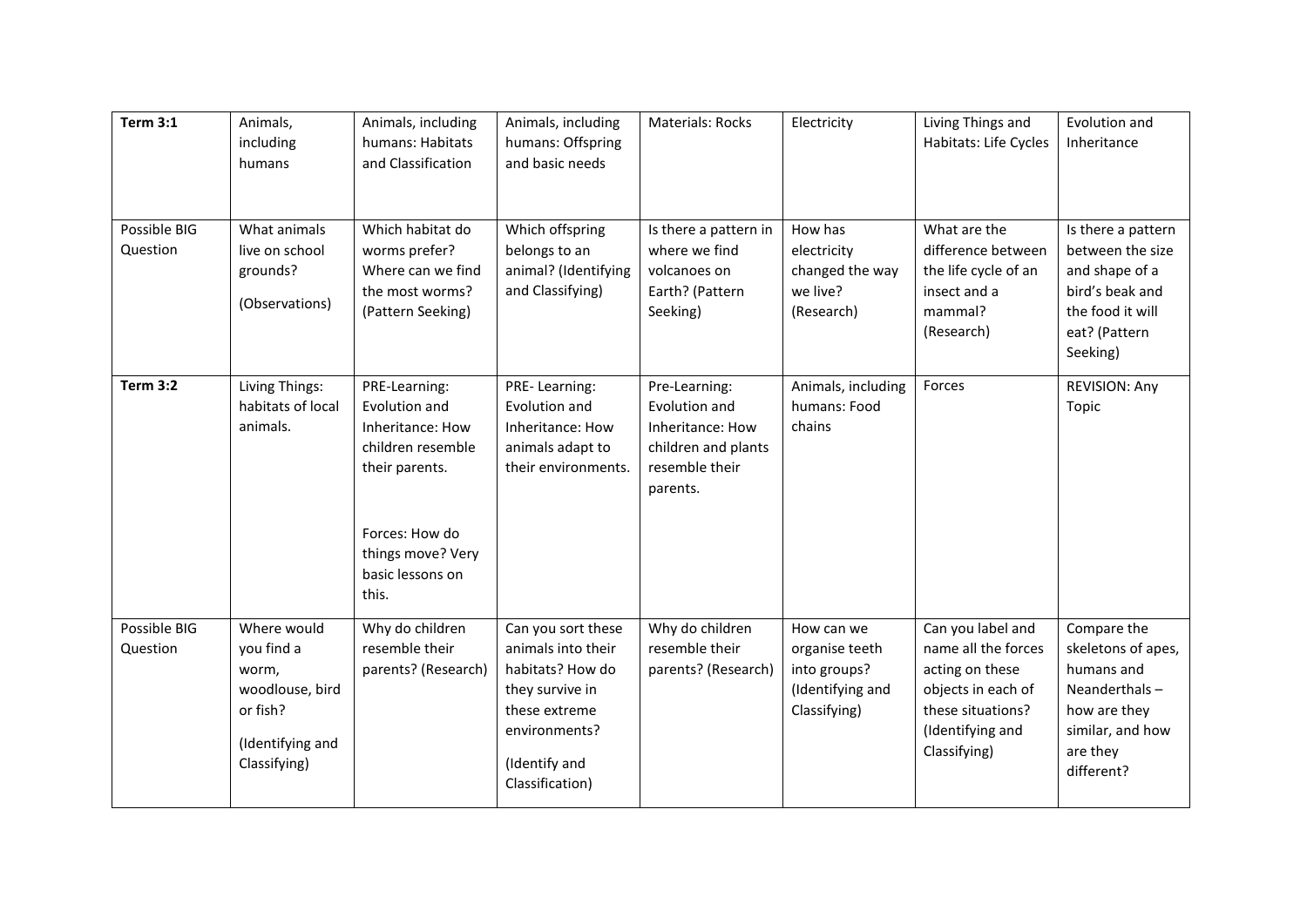| | | | | | | | |
|---|---|---|---|---|---|---|---|
| **Term 3:1** | Animals, including humans | Animals, including humans: Habitats and Classification | Animals, including humans: Offspring and basic needs | Materials: Rocks | Electricity | Living Things and Habitats: Life Cycles | Evolution and Inheritance |
| Possible BIG Question | What animals live on school grounds?<br><br>(Observations) | Which habitat do worms prefer? Where can we find the most worms? (Pattern Seeking) | Which offspring belongs to an animal? (Identifying and Classifying) | Is there a pattern in where we find volcanoes on Earth? (Pattern Seeking) | How has electricity changed the way we live? (Research) | What are the difference between the life cycle of an insect and a mammal? (Research) | Is there a pattern between the size and shape of a bird's beak and the food it will eat? (Pattern Seeking) |
| **Term 3:2** | Living Things: habitats of local animals. | PRE-Learning: Evolution and Inheritance: How children resemble their parents.<br><br>Forces: How do things move? Very basic lessons on this. | PRE- Learning: Evolution and Inheritance: How animals adapt to their environments. | Pre-Learning: Evolution and Inheritance: How children and plants resemble their parents. | Animals, including humans: Food chains | Forces | REVISION: Any Topic |
| Possible BIG Question | Where would you find a worm, woodlouse, bird or fish?<br><br>(Identifying and Classifying) | Why do children resemble their parents? (Research) | Can you sort these animals into their habitats? How do they survive in these extreme environments?<br><br>(Identify and Classification) | Why do children resemble their parents? (Research) | How can we organise teeth into groups? (Identifying and Classifying) | Can you label and name all the forces acting on these objects in each of these situations? (Identifying and Classifying) | Compare the skeletons of apes, humans and Neanderthals – how are they similar, and how are they different? |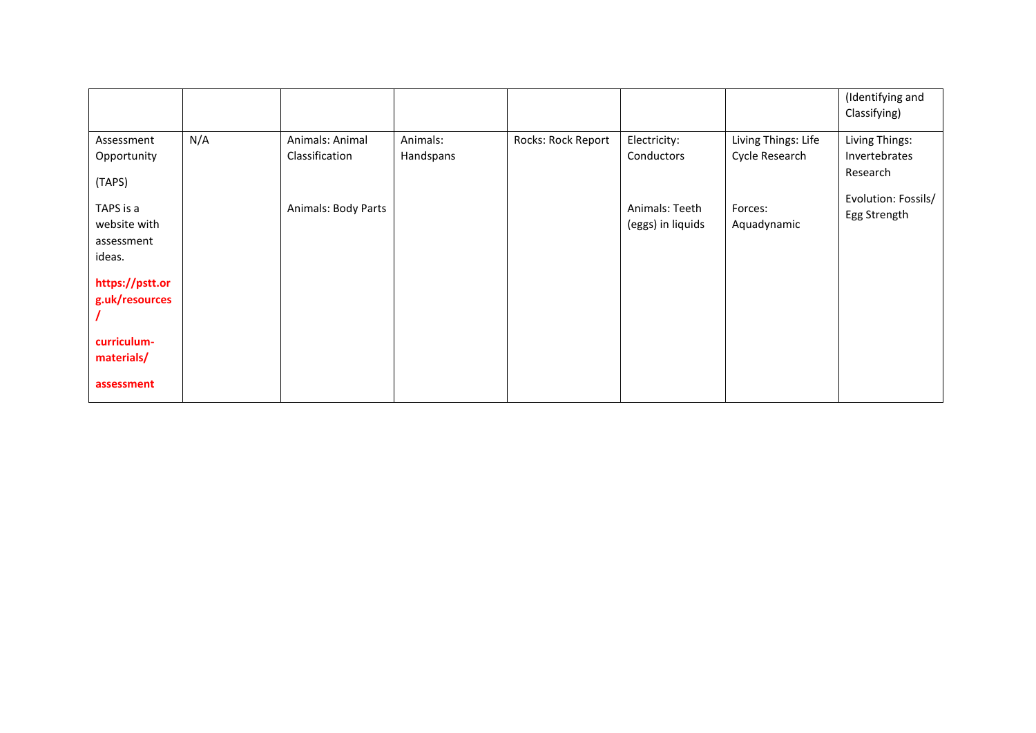| | | | | | | | |
|---|---|---|---|---|---|---|---|
| | | | | | | | (Identifying and Classifying) |
| Assessment Opportunity<br><br>(TAPS)<br><br>TAPS is a website with assessment ideas.<br><br>**https://pstt.org.uk/resources/**<br><br>**curriculum-materials/**<br><br>**assessment** | N/A | Animals: Animal Classification<br><br>Animals: Body Parts | Animals: Handspans | Rocks: Rock Report | Electricity: Conductors<br><br>Animals: Teeth (eggs) in liquids | Living Things: Life Cycle Research<br><br>Forces: Aquadynamic | Living Things: Invertebrates Research<br><br>Evolution: Fossils/ Egg Strength |